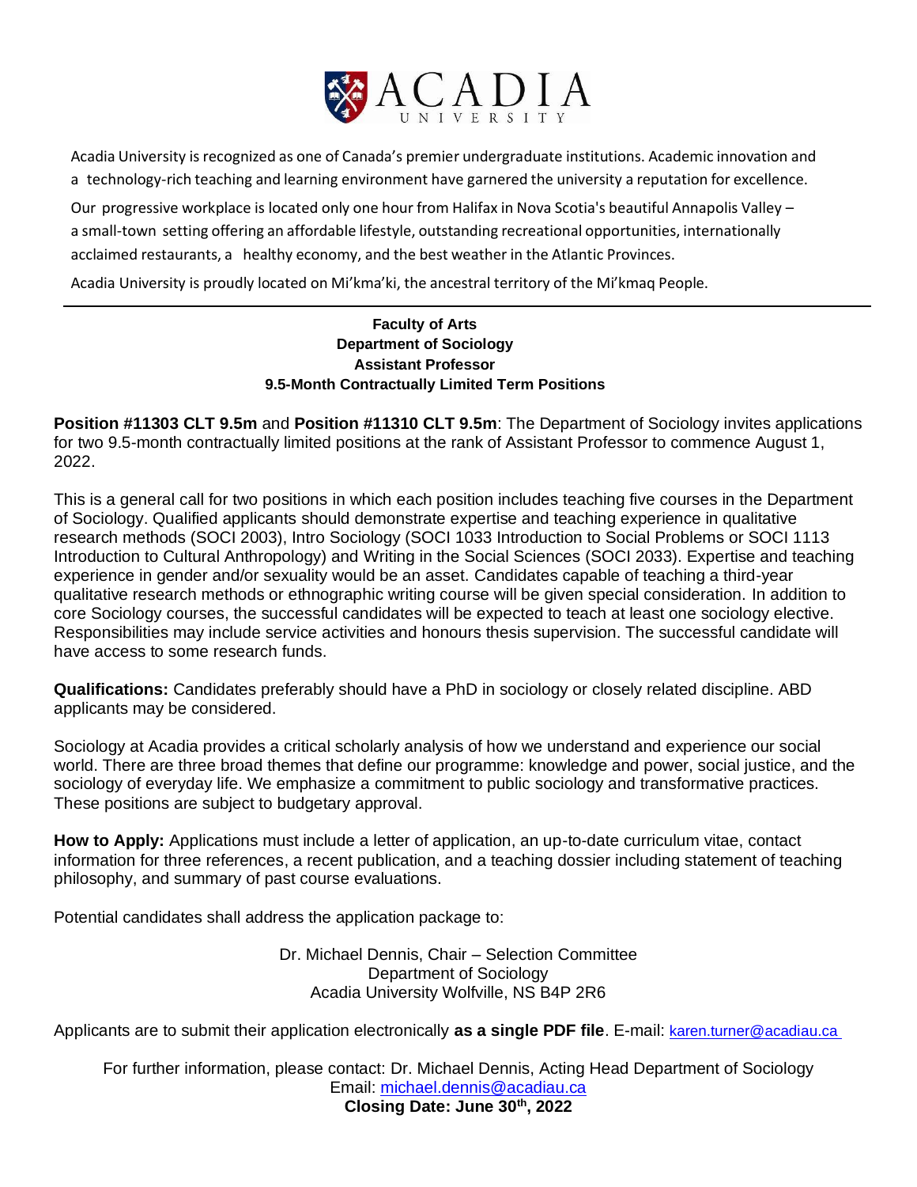# ACADIA UNIVERSITY

Acadia University is recognized as one of Canada's premier undergraduate institutions. Academic innovation and a technology-rich teaching and learning environment have garnered the university a reputation for excellence.

Our progressive workplace is located only one hour from Halifax in Nova Scotia's beautiful Annapolis Valley – a small-town setting offering an affordable lifestyle, outstanding recreational opportunities, internationally acclaimed restaurants, a healthy economy, and the best weather in the Atlantic Provinces.

Acadia University is proudly located on Mi'kma'ki, the ancestral territory of the Mi'kmaq People.

---

**Faculty of Arts**
**Department of Sociology**
**Assistant Professor**
**9.5-Month Contractually Limited Term Positions**

**Position #11303 CLT 9.5m** and **Position #11310 CLT 9.5m**: The Department of Sociology invites applications for two 9.5-month contractually limited positions at the rank of Assistant Professor to commence August 1, 2022.

This is a general call for two positions in which each position includes teaching five courses in the Department of Sociology. Qualified applicants should demonstrate expertise and teaching experience in qualitative research methods (SOCI 2003), Intro Sociology (SOCI 1033 Introduction to Social Problems or SOCI 1113 Introduction to Cultural Anthropology) and Writing in the Social Sciences (SOCI 2033). Expertise and teaching experience in gender and/or sexuality would be an asset. Candidates capable of teaching a third-year qualitative research methods or ethnographic writing course will be given special consideration. In addition to core Sociology courses, the successful candidates will be expected to teach at least one sociology elective. Responsibilities may include service activities and honours thesis supervision. The successful candidate will have access to some research funds.

**Qualifications:** Candidates preferably should have a PhD in sociology or closely related discipline. ABD applicants may be considered.

Sociology at Acadia provides a critical scholarly analysis of how we understand and experience our social world. There are three broad themes that define our programme: knowledge and power, social justice, and the sociology of everyday life. We emphasize a commitment to public sociology and transformative practices. These positions are subject to budgetary approval.

**How to Apply:** Applications must include a letter of application, an up-to-date curriculum vitae, contact information for three references, a recent publication, and a teaching dossier including statement of teaching philosophy, and summary of past course evaluations.

Potential candidates shall address the application package to:

Dr. Michael Dennis, Chair – Selection Committee
Department of Sociology
Acadia University Wolfville, NS B4P 2R6

Applicants are to submit their application electronically **as a single PDF file**. E-mail: karen.turner@acadiau.ca

For further information, please contact: Dr. Michael Dennis, Acting Head Department of Sociology
Email: michael.dennis@acadiau.ca
**Closing Date: June 30th, 2022**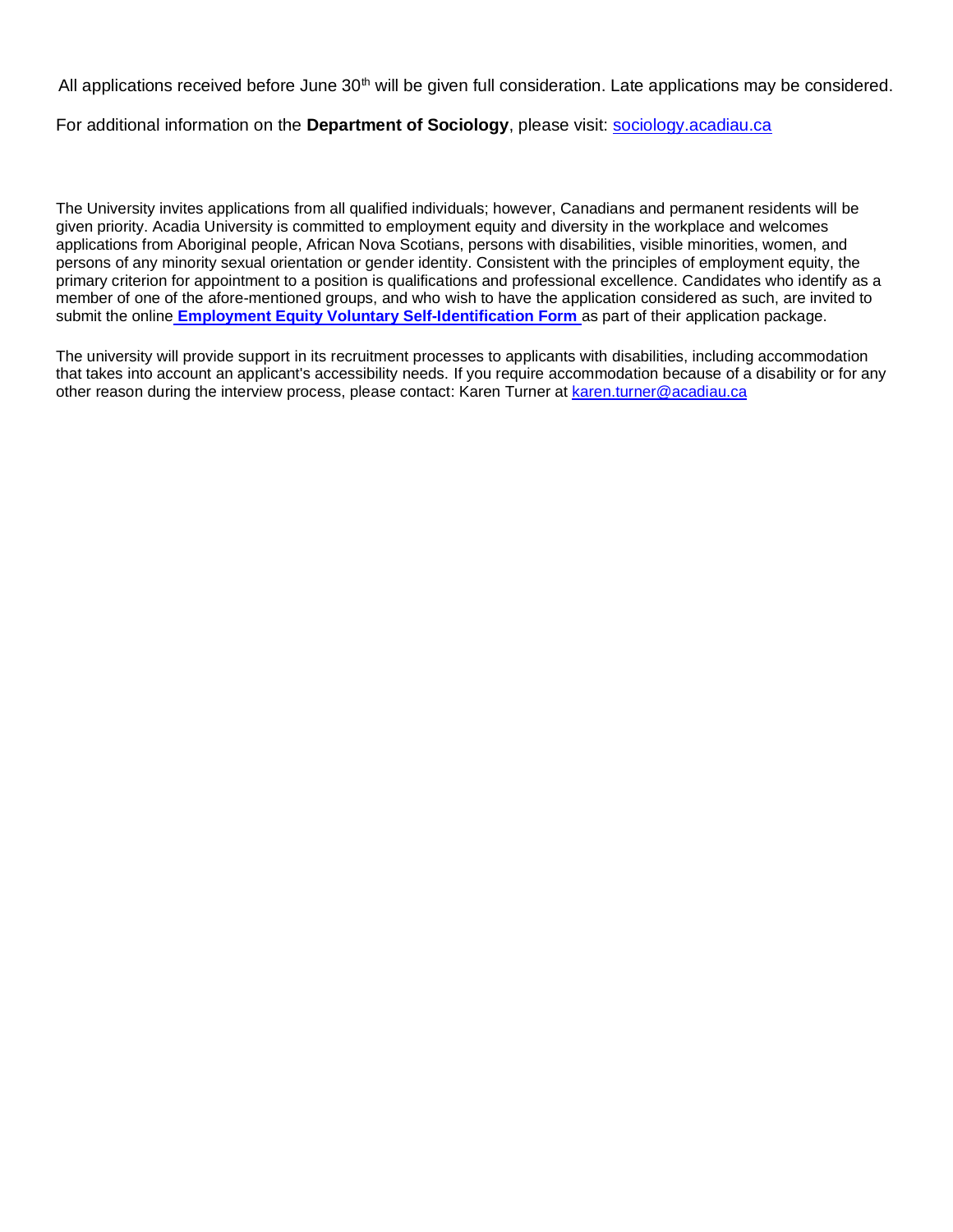All applications received before June 30th will be given full consideration. Late applications may be considered.

For additional information on the **Department of Sociology**, please visit: sociology.acadiau.ca

The University invites applications from all qualified individuals; however, Canadians and permanent residents will be given priority. Acadia University is committed to employment equity and diversity in the workplace and welcomes applications from Aboriginal people, African Nova Scotians, persons with disabilities, visible minorities, women, and persons of any minority sexual orientation or gender identity. Consistent with the principles of employment equity, the primary criterion for appointment to a position is qualifications and professional excellence. Candidates who identify as a member of one of the afore-mentioned groups, and who wish to have the application considered as such, are invited to submit the online **Employment Equity Voluntary Self-Identification Form** as part of their application package.

The university will provide support in its recruitment processes to applicants with disabilities, including accommodation that takes into account an applicant's accessibility needs. If you require accommodation because of a disability or for any other reason during the interview process, please contact: Karen Turner at karen.turner@acadiau.ca